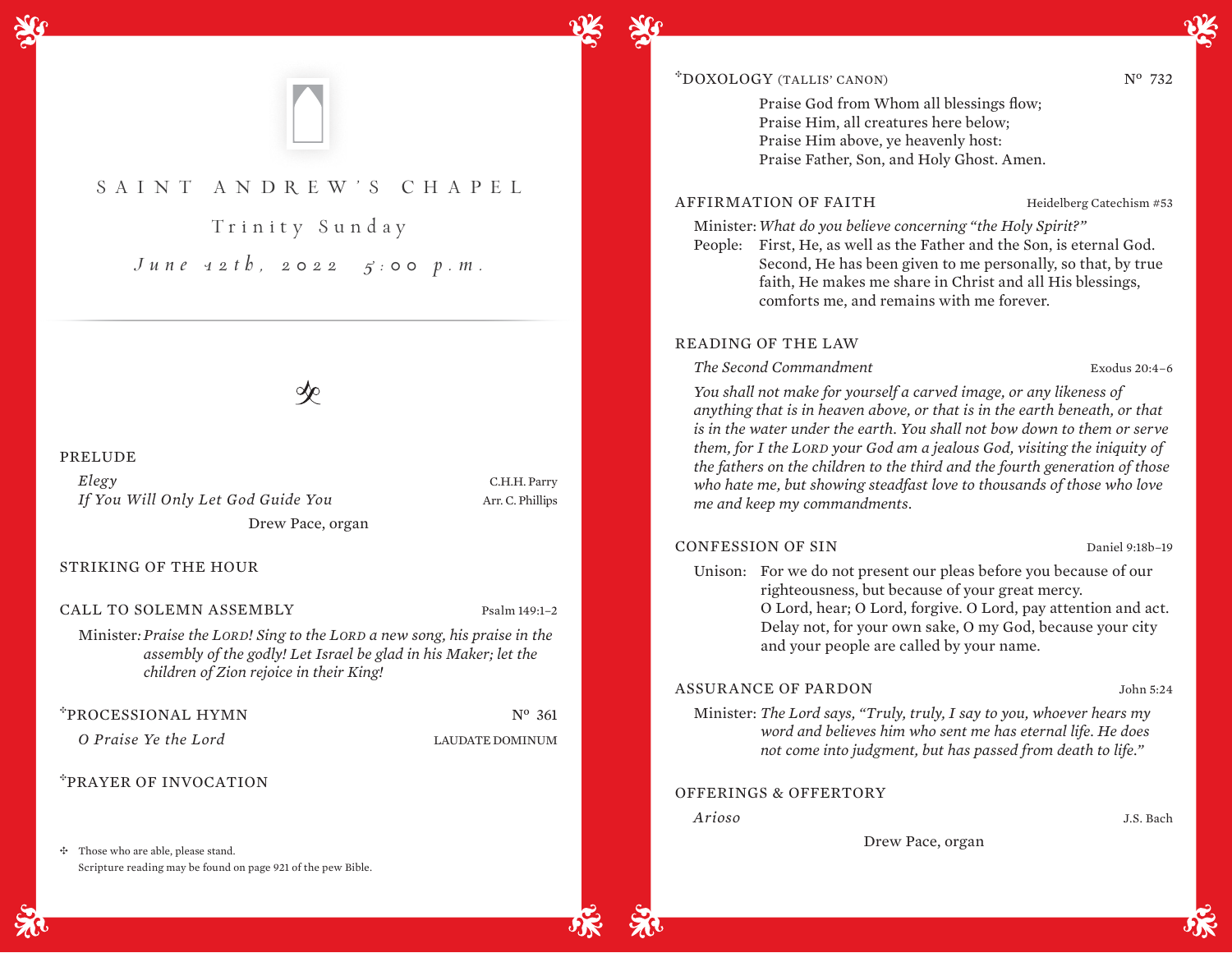# SAINT ANDREW'S CHAPEL

## Trinity Sunday

*June 12th, 2022 5:00 p.m.*

---

### PRELUDE

*Elegy* — C.H.H. Parry
*If You Will Only Let God Guide You* — Arr. C. Phillips

Drew Pace, organ

### STRIKING OF THE HOUR

### CALL TO SOLEMN ASSEMBLY — Psalm 149:1–2

Minister: *Praise the LORD! Sing to the LORD a new song, his praise in the assembly of the godly! Let Israel be glad in his Maker; let the children of Zion rejoice in their King!*

### ✣PROCESSIONAL HYMN — Nº 361

*O Praise Ye the Lord* — LAUDATE DOMINUM

### ✣PRAYER OF INVOCATION

✣ Those who are able, please stand.
Scripture reading may be found on page 921 of the pew Bible.

### ✣DOXOLOGY (TALLIS' CANON) — Nº 732

Praise God from Whom all blessings flow;
Praise Him, all creatures here below;
Praise Him above, ye heavenly host:
Praise Father, Son, and Holy Ghost. Amen.

### AFFIRMATION OF FAITH — Heidelberg Catechism #53

Minister: *What do you believe concerning "the Holy Spirit?"*

People: First, He, as well as the Father and the Son, is eternal God. Second, He has been given to me personally, so that, by true faith, He makes me share in Christ and all His blessings, comforts me, and remains with me forever.

### READING OF THE LAW

*The Second Commandment* — Exodus 20:4–6

*You shall not make for yourself a carved image, or any likeness of anything that is in heaven above, or that is in the earth beneath, or that is in the water under the earth. You shall not bow down to them or serve them, for I the LORD your God am a jealous God, visiting the iniquity of the fathers on the children to the third and the fourth generation of those who hate me, but showing steadfast love to thousands of those who love me and keep my commandments.*

### CONFESSION OF SIN — Daniel 9:18b–19

Unison: For we do not present our pleas before you because of our righteousness, but because of your great mercy.
O Lord, hear; O Lord, forgive. O Lord, pay attention and act. Delay not, for your own sake, O my God, because your city and your people are called by your name.

### ASSURANCE OF PARDON — John 5:24

Minister: *The Lord says, "Truly, truly, I say to you, whoever hears my word and believes him who sent me has eternal life. He does not come into judgment, but has passed from death to life."*

### OFFERINGS & OFFERTORY

*Arioso* — J.S. Bach

Drew Pace, organ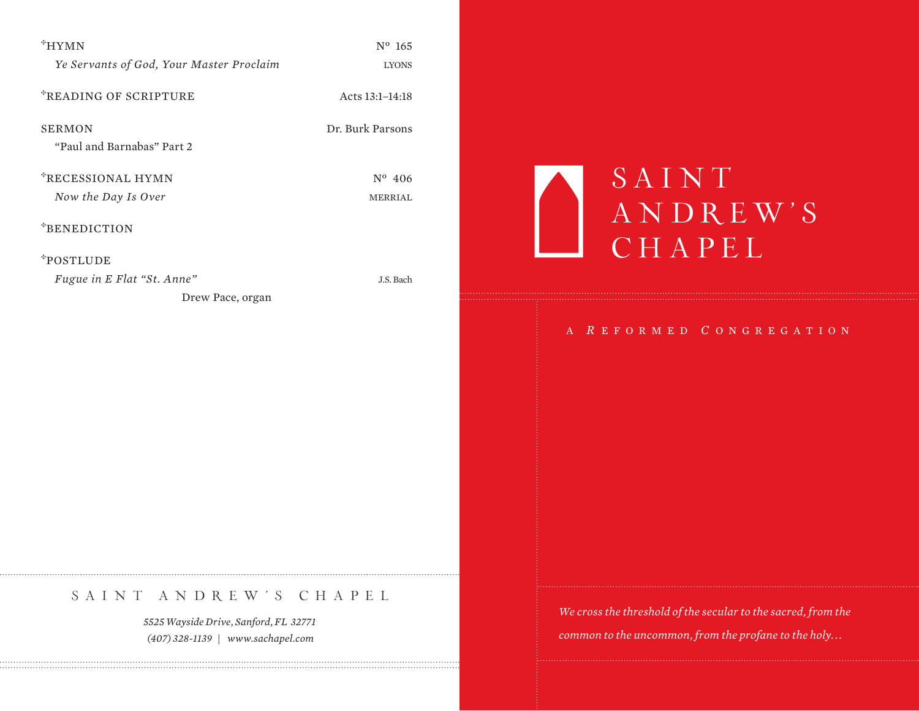*HYMN — Nº 165

*Ye Servants of God, Your Master Proclaim* — LYONS

*READING OF SCRIPTURE — Acts 13:1–14:18

SERMON — Dr. Burk Parsons

"Paul and Barnabas" Part 2

*RECESSIONAL HYMN — Nº 406

*Now the Day Is Over* — MERRIAL

*BENEDICTION

*POSTLUDE

*Fugue in E Flat "St. Anne"* — J.S. Bach

Drew Pace, organ

SAINT ANDREW'S CHAPEL

*5525 Wayside Drive, Sanford, FL 32771*

*(407) 328-1139 | www.sachapel.com*

# SAINT ANDREW'S CHAPEL

A *R*EFORMED *C*ONGREGATION

*We cross the threshold of the secular to the sacred, from the common to the uncommon, from the profane to the holy…*